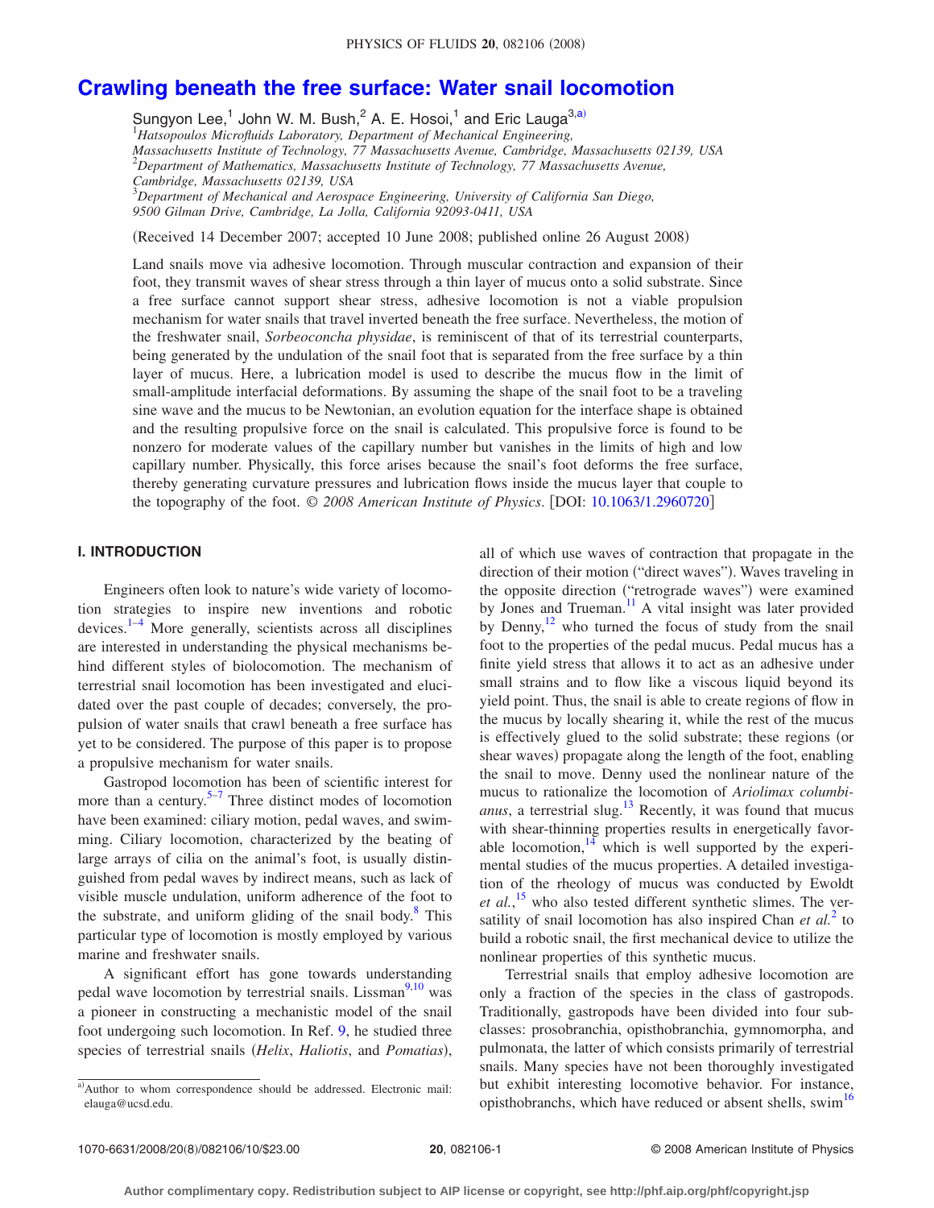# Crawling beneath the free surface: Water snail locomotion

Sungyon Lee,[1] John W. M. Bush,[2] A. E. Hosoi,[1] and Eric Lauga[3,a)]

[1]*Hatsopoulos Microfluids Laboratory, Department of Mechanical Engineering, Massachusetts Institute of Technology, 77 Massachusetts Avenue, Cambridge, Massachusetts 02139, USA*
[2]*Department of Mathematics, Massachusetts Institute of Technology, 77 Massachusetts Avenue, Cambridge, Massachusetts 02139, USA*
[3]*Department of Mechanical and Aerospace Engineering, University of California San Diego, 9500 Gilman Drive, Cambridge, La Jolla, California 92093-0411, USA*

(Received 14 December 2007; accepted 10 June 2008; published online 26 August 2008)

Land snails move via adhesive locomotion. Through muscular contraction and expansion of their foot, they transmit waves of shear stress through a thin layer of mucus onto a solid substrate. Since a free surface cannot support shear stress, adhesive locomotion is not a viable propulsion mechanism for water snails that travel inverted beneath the free surface. Nevertheless, the motion of the freshwater snail, *Sorbeoconcha physidae*, is reminiscent of that of its terrestrial counterparts, being generated by the undulation of the snail foot that is separated from the free surface by a thin layer of mucus. Here, a lubrication model is used to describe the mucus flow in the limit of small-amplitude interfacial deformations. By assuming the shape of the snail foot to be a traveling sine wave and the mucus to be Newtonian, an evolution equation for the interface shape is obtained and the resulting propulsive force on the snail is calculated. This propulsive force is found to be nonzero for moderate values of the capillary number but vanishes in the limits of high and low capillary number. Physically, this force arises because the snail's foot deforms the free surface, thereby generating curvature pressures and lubrication flows inside the mucus layer that couple to the topography of the foot. © *2008 American Institute of Physics*. [DOI: 10.1063/1.2960720]

## I. INTRODUCTION

Engineers often look to nature's wide variety of locomotion strategies to inspire new inventions and robotic devices.[1–4] More generally, scientists across all disciplines are interested in understanding the physical mechanisms behind different styles of biolocomotion. The mechanism of terrestrial snail locomotion has been investigated and elucidated over the past couple of decades; conversely, the propulsion of water snails that crawl beneath a free surface has yet to be considered. The purpose of this paper is to propose a propulsive mechanism for water snails.

Gastropod locomotion has been of scientific interest for more than a century.[5–7] Three distinct modes of locomotion have been examined: ciliary motion, pedal waves, and swimming. Ciliary locomotion, characterized by the beating of large arrays of cilia on the animal's foot, is usually distinguished from pedal waves by indirect means, such as lack of visible muscle undulation, uniform adherence of the foot to the substrate, and uniform gliding of the snail body.[8] This particular type of locomotion is mostly employed by various marine and freshwater snails.

A significant effort has gone towards understanding pedal wave locomotion by terrestrial snails. Lissman[9,10] was a pioneer in constructing a mechanistic model of the snail foot undergoing such locomotion. In Ref. 9, he studied three species of terrestrial snails (*Helix*, *Haliotis*, and *Pomatias*), all of which use waves of contraction that propagate in the direction of their motion ("direct waves"). Waves traveling in the opposite direction ("retrograde waves") were examined by Jones and Trueman.[11] A vital insight was later provided by Denny,[12] who turned the focus of study from the snail foot to the properties of the pedal mucus. Pedal mucus has a finite yield stress that allows it to act as an adhesive under small strains and to flow like a viscous liquid beyond its yield point. Thus, the snail is able to create regions of flow in the mucus by locally shearing it, while the rest of the mucus is effectively glued to the solid substrate; these regions (or shear waves) propagate along the length of the foot, enabling the snail to move. Denny used the nonlinear nature of the mucus to rationalize the locomotion of *Ariolimax columbianus*, a terrestrial slug.[13] Recently, it was found that mucus with shear-thinning properties results in energetically favorable locomotion,[14] which is well supported by the experimental studies of the mucus properties. A detailed investigation of the rheology of mucus was conducted by Ewoldt *et al.*,[15] who also tested different synthetic slimes. The versatility of snail locomotion has also inspired Chan *et al.*[2] to build a robotic snail, the first mechanical device to utilize the nonlinear properties of this synthetic mucus.

Terrestrial snails that employ adhesive locomotion are only a fraction of the species in the class of gastropods. Traditionally, gastropods have been divided into four subclasses: prosobranchia, opisthobranchia, gymnomorpha, and pulmonata, the latter of which consists primarily of terrestrial snails. Many species have not been thoroughly investigated but exhibit interesting locomotive behavior. For instance, opisthobranchs, which have reduced or absent shells, swim[16]

[a)]Author to whom correspondence should be addressed. Electronic mail: elauga@ucsd.edu.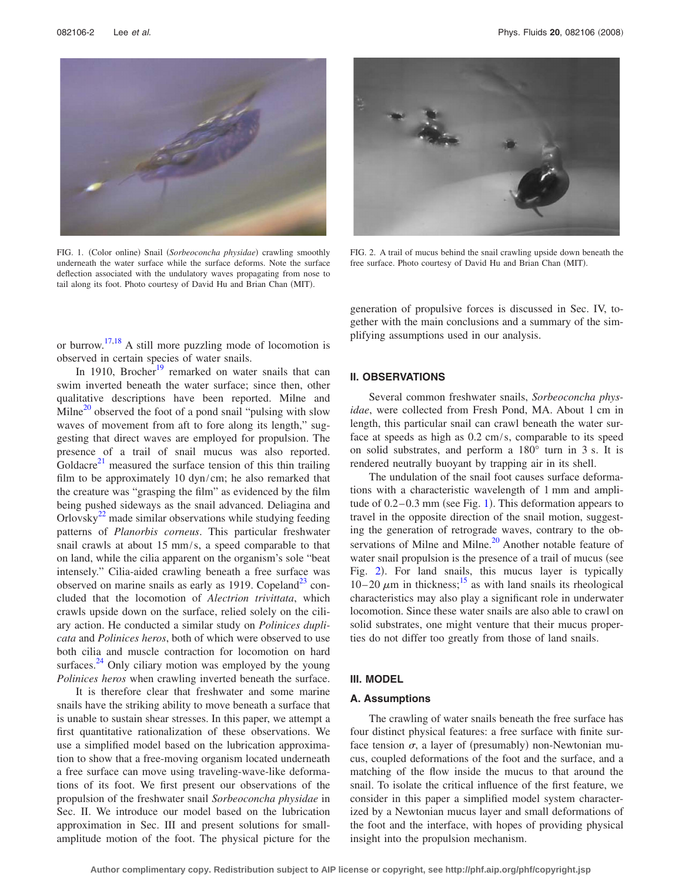FIG. 1. (Color online) Snail (*Sorbeoconcha physidae*) crawling smoothly underneath the water surface while the surface deforms. Note the surface deflection associated with the undulatory waves propagating from nose to tail along its foot. Photo courtesy of David Hu and Brian Chan (MIT).

FIG. 2. A trail of mucus behind the snail crawling upside down beneath the free surface. Photo courtesy of David Hu and Brian Chan (MIT).

or burrow.[17,18] A still more puzzling mode of locomotion is observed in certain species of water snails.

In 1910, Brocher[19] remarked on water snails that can swim inverted beneath the water surface; since then, other qualitative descriptions have been reported. Milne and Milne[20] observed the foot of a pond snail "pulsing with slow waves of movement from aft to fore along its length," suggesting that direct waves are employed for propulsion. The presence of a trail of snail mucus was also reported. Goldacre[21] measured the surface tension of this thin trailing film to be approximately 10 dyn/cm; he also remarked that the creature was "grasping the film" as evidenced by the film being pushed sideways as the snail advanced. Deliagina and Orlovsky[22] made similar observations while studying feeding patterns of *Planorbis corneus*. This particular freshwater snail crawls at about 15 mm/s, a speed comparable to that on land, while the cilia apparent on the organism's sole "beat intensely." Cilia-aided crawling beneath a free surface was observed on marine snails as early as 1919. Copeland[23] concluded that the locomotion of *Alectrion trivittata*, which crawls upside down on the surface, relied solely on the ciliary action. He conducted a similar study on *Polinices duplicata* and *Polinices heros*, both of which were observed to use both cilia and muscle contraction for locomotion on hard surfaces.[24] Only ciliary motion was employed by the young *Polinices heros* when crawling inverted beneath the surface.

It is therefore clear that freshwater and some marine snails have the striking ability to move beneath a surface that is unable to sustain shear stresses. In this paper, we attempt a first quantitative rationalization of these observations. We use a simplified model based on the lubrication approximation to show that a free-moving organism located underneath a free surface can move using traveling-wave-like deformations of its foot. We first present our observations of the propulsion of the freshwater snail *Sorbeoconcha physidae* in Sec. II. We introduce our model based on the lubrication approximation in Sec. III and present solutions for small-amplitude motion of the foot. The physical picture for the generation of propulsive forces is discussed in Sec. IV, together with the main conclusions and a summary of the simplifying assumptions used in our analysis.

## II. OBSERVATIONS

Several common freshwater snails, *Sorbeoconcha physidae*, were collected from Fresh Pond, MA. About 1 cm in length, this particular snail can crawl beneath the water surface at speeds as high as 0.2 cm/s, comparable to its speed on solid substrates, and perform a 180° turn in 3 s. It is rendered neutrally buoyant by trapping air in its shell.

The undulation of the snail foot causes surface deformations with a characteristic wavelength of 1 mm and amplitude of 0.2–0.3 mm (see Fig. 1). This deformation appears to travel in the opposite direction of the snail motion, suggesting the generation of retrograde waves, contrary to the observations of Milne and Milne.[20] Another notable feature of water snail propulsion is the presence of a trail of mucus (see Fig. 2). For land snails, this mucus layer is typically 10–20 $\mu$m in thickness;[15] as with land snails its rheological characteristics may also play a significant role in underwater locomotion. Since these water snails are also able to crawl on solid substrates, one might venture that their mucus properties do not differ too greatly from those of land snails.

## III. MODEL

### A. Assumptions

The crawling of water snails beneath the free surface has four distinct physical features: a free surface with finite surface tension $\sigma$, a layer of (presumably) non-Newtonian mucus, coupled deformations of the foot and the surface, and a matching of the flow inside the mucus to that around the snail. To isolate the critical influence of the first feature, we consider in this paper a simplified model system characterized by a Newtonian mucus layer and small deformations of the foot and the interface, with hopes of providing physical insight into the propulsion mechanism.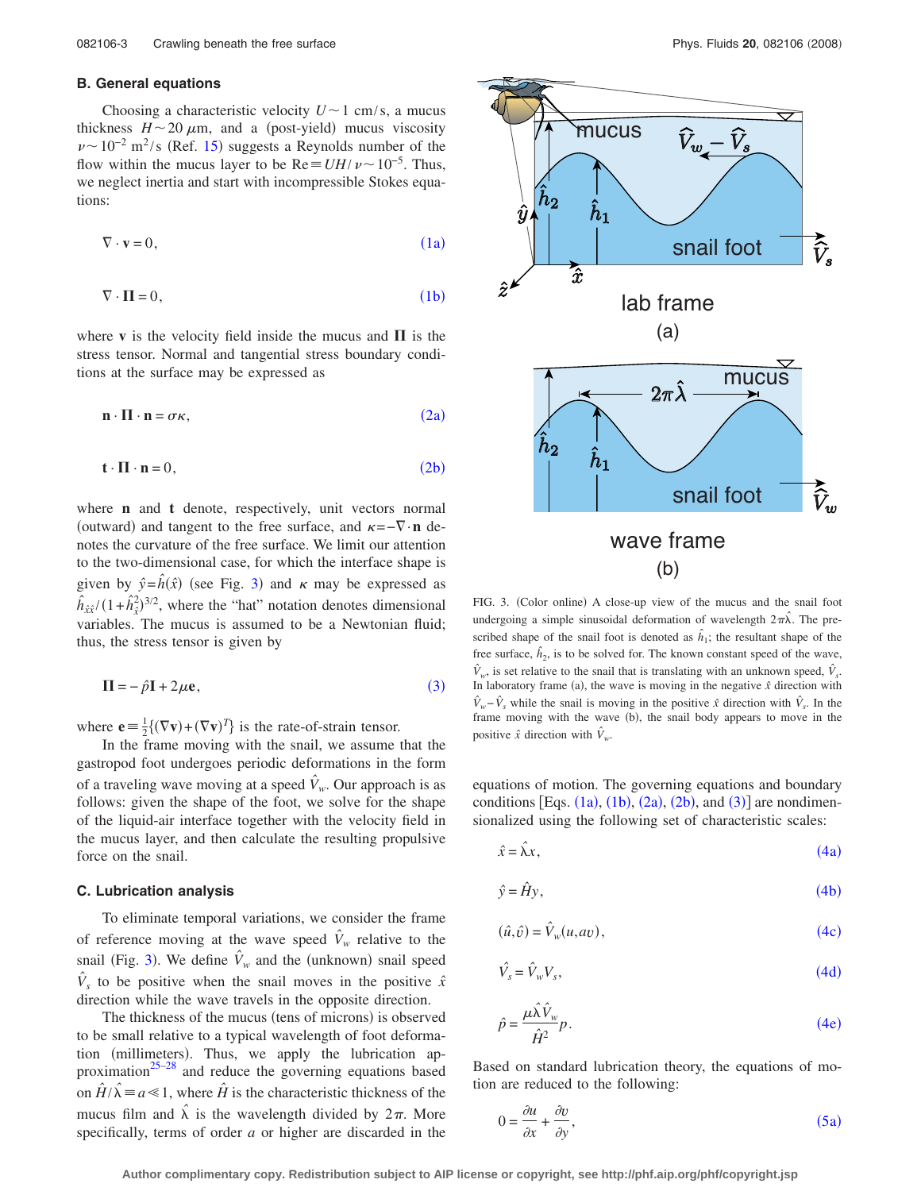### B. General equations

Choosing a characteristic velocity $U \sim 1$ cm/s, a mucus thickness $H \sim 20\ \mu$m, and a (post-yield) mucus viscosity $\nu \sim 10^{-2}$ m$^2$/s (Ref. 15) suggests a Reynolds number of the flow within the mucus layer to be $\mathrm{Re} \equiv UH/\nu \sim 10^{-5}$. Thus, we neglect inertia and start with incompressible Stokes equations:

$$\nabla \cdot \mathbf{v} = 0, \tag{1a}$$

$$\nabla \cdot \mathbf{\Pi} = 0, \tag{1b}$$

where $\mathbf{v}$ is the velocity field inside the mucus and $\mathbf{\Pi}$ is the stress tensor. Normal and tangential stress boundary conditions at the surface may be expressed as

$$\mathbf{n} \cdot \mathbf{\Pi} \cdot \mathbf{n} = \sigma \kappa, \tag{2a}$$

$$\mathbf{t} \cdot \mathbf{\Pi} \cdot \mathbf{n} = 0, \tag{2b}$$

where $\mathbf{n}$ and $\mathbf{t}$ denote, respectively, unit vectors normal (outward) and tangent to the free surface, and $\kappa = -\nabla \cdot \mathbf{n}$ denotes the curvature of the free surface. We limit our attention to the two-dimensional case, for which the interface shape is given by $\hat{y} = \hat{h}(\hat{x})$ (see Fig. 3) and $\kappa$ may be expressed as $\hat{h}_{\hat{x}\hat{x}}/(1+\hat{h}_{\hat{x}}^2)^{3/2}$, where the "hat" notation denotes dimensional variables. The mucus is assumed to be a Newtonian fluid; thus, the stress tensor is given by

$$\mathbf{\Pi} = -\hat{p}\mathbf{I} + 2\mu \mathbf{e}, \tag{3}$$

where $\mathbf{e} \equiv \frac{1}{2}\{(\nabla \mathbf{v}) + (\nabla \mathbf{v})^T\}$ is the rate-of-strain tensor.

In the frame moving with the snail, we assume that the gastropod foot undergoes periodic deformations in the form of a traveling wave moving at a speed $\hat{V}_w$. Our approach is as follows: given the shape of the foot, we solve for the shape of the liquid-air interface together with the velocity field in the mucus layer, and then calculate the resulting propulsive force on the snail.

### C. Lubrication analysis

To eliminate temporal variations, we consider the frame of reference moving at the wave speed $\hat{V}_w$ relative to the snail (Fig. 3). We define $\hat{V}_w$ and the (unknown) snail speed $\hat{V}_s$ to be positive when the snail moves in the positive $\hat{x}$ direction while the wave travels in the opposite direction.

The thickness of the mucus (tens of microns) is observed to be small relative to a typical wavelength of foot deformation (millimeters). Thus, we apply the lubrication approximation[25–28] and reduce the governing equations based on $\hat{H}/\hat{\lambda} \equiv a \ll 1$, where $\hat{H}$ is the characteristic thickness of the mucus film and $\hat{\lambda}$ is the wavelength divided by $2\pi$. More specifically, terms of order $a$ or higher are discarded in the equations of motion. The governing equations and boundary conditions [Eqs. (1a), (1b), (2a), (2b), and (3)] are nondimensionalized using the following set of characteristic scales:

FIG. 3. (Color online) A close-up view of the mucus and the snail foot undergoing a simple sinusoidal deformation of wavelength $2\pi\hat{\lambda}$. The prescribed shape of the snail foot is denoted as $\hat{h}_1$; the resultant shape of the free surface, $\hat{h}_2$, is to be solved for. The known constant speed of the wave, $\hat{V}_w$, is set relative to the snail that is translating with an unknown speed, $\hat{V}_s$. In laboratory frame (a), the wave is moving in the negative $\hat{x}$ direction with $\hat{V}_w - \hat{V}_s$ while the snail is moving in the positive $\hat{x}$ direction with $\hat{V}_s$. In the frame moving with the wave (b), the snail body appears to move in the positive $\hat{x}$ direction with $\hat{V}_w$.

$$\hat{x} = \hat{\lambda} x, \tag{4a}$$

$$\hat{y} = \hat{H} y, \tag{4b}$$

$$(\hat{u}, \hat{v}) = \hat{V}_w(u, av), \tag{4c}$$

$$\hat{V}_s = \hat{V}_w V_s, \tag{4d}$$

$$\hat{p} = \frac{\mu \hat{\lambda} \hat{V}_w}{\hat{H}^2} p. \tag{4e}$$

Based on standard lubrication theory, the equations of motion are reduced to the following:

$$0 = \frac{\partial u}{\partial x} + \frac{\partial v}{\partial y}, \tag{5a}$$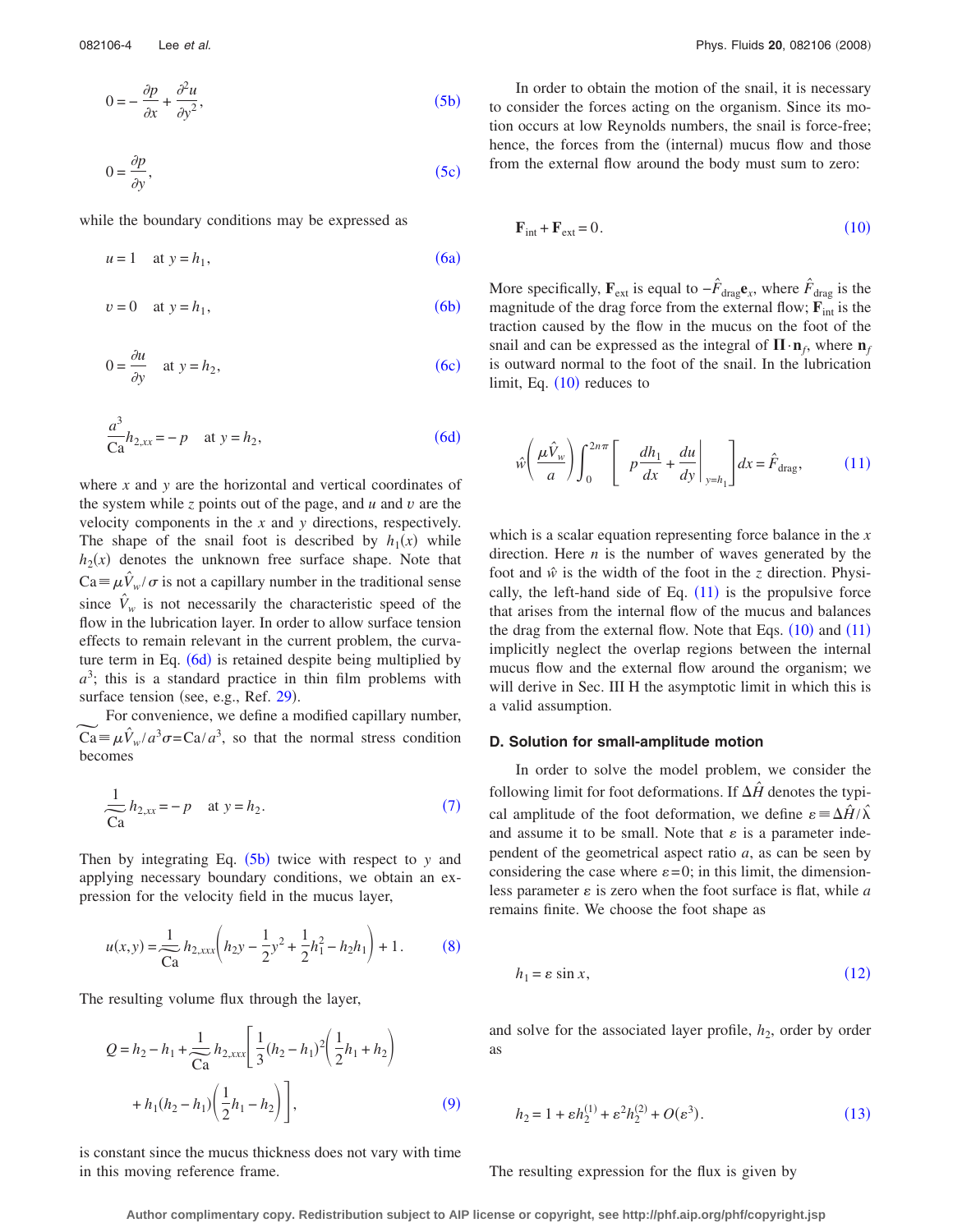$$0 = -\frac{\partial p}{\partial x} + \frac{\partial^2 u}{\partial y^2}, \tag{5b}$$

$$0 = \frac{\partial p}{\partial y}, \tag{5c}$$

while the boundary conditions may be expressed as

$$u = 1 \quad \text{at } y = h_1, \tag{6a}$$

$$v = 0 \quad \text{at } y = h_1, \tag{6b}$$

$$0 = \frac{\partial u}{\partial y} \quad \text{at } y = h_2, \tag{6c}$$

$$\frac{a^3}{\text{Ca}} h_{2,xx} = -p \quad \text{at } y = h_2, \tag{6d}$$

where $x$ and $y$ are the horizontal and vertical coordinates of the system while $z$ points out of the page, and $u$ and $v$ are the velocity components in the $x$ and $y$ directions, respectively. The shape of the snail foot is described by $h_1(x)$ while $h_2(x)$ denotes the unknown free surface shape. Note that $\text{Ca} \equiv \mu \hat{V}_w / \sigma$ is not a capillary number in the traditional sense since $\hat{V}_w$ is not necessarily the characteristic speed of the flow in the lubrication layer. In order to allow surface tension effects to remain relevant in the current problem, the curvature term in Eq. (6d) is retained despite being multiplied by $a^3$; this is a standard practice in thin film problems with surface tension (see, e.g., Ref. 29).

For convenience, we define a modified capillary number, $\widetilde{\text{Ca}} \equiv \mu \hat{V}_w / a^3 \sigma = \text{Ca}/a^3$, so that the normal stress condition becomes

$$\frac{1}{\widetilde{\text{Ca}}} h_{2,xx} = -p \quad \text{at } y = h_2. \tag{7}$$

Then by integrating Eq. (5b) twice with respect to $y$ and applying necessary boundary conditions, we obtain an expression for the velocity field in the mucus layer,

$$u(x,y) = \frac{1}{\widetilde{\text{Ca}}} h_{2,xxx}\left(h_2 y - \frac{1}{2}y^2 + \frac{1}{2}h_1^2 - h_2 h_1\right) + 1. \tag{8}$$

The resulting volume flux through the layer,

$$Q = h_2 - h_1 + \frac{1}{\widetilde{\text{Ca}}} h_{2,xxx}\left[\frac{1}{3}(h_2 - h_1)^2\left(\frac{1}{2}h_1 + h_2\right) + h_1(h_2 - h_1)\left(\frac{1}{2}h_1 - h_2\right)\right], \tag{9}$$

is constant since the mucus thickness does not vary with time in this moving reference frame.

In order to obtain the motion of the snail, it is necessary to consider the forces acting on the organism. Since its motion occurs at low Reynolds numbers, the snail is force-free; hence, the forces from the (internal) mucus flow and those from the external flow around the body must sum to zero:

$$\mathbf{F}_{\text{int}} + \mathbf{F}_{\text{ext}} = 0. \tag{10}$$

More specifically, $\mathbf{F}_{\text{ext}}$ is equal to $-\hat{F}_{\text{drag}} \mathbf{e}_x$, where $\hat{F}_{\text{drag}}$ is the magnitude of the drag force from the external flow; $\mathbf{F}_{\text{int}}$ is the traction caused by the flow in the mucus on the foot of the snail and can be expressed as the integral of $\mathbf{\Pi} \cdot \mathbf{n}_f$, where $\mathbf{n}_f$ is outward normal to the foot of the snail. In the lubrication limit, Eq. (10) reduces to

$$\hat{w}\left(\frac{\mu \hat{V}_w}{a}\right)\int_0^{2n\pi}\left[p\frac{dh_1}{dx} + \left.\frac{du}{dy}\right|_{y=h_1}\right]dx = \hat{F}_{\text{drag}}, \tag{11}$$

which is a scalar equation representing force balance in the $x$ direction. Here $n$ is the number of waves generated by the foot and $\hat{w}$ is the width of the foot in the $z$ direction. Physically, the left-hand side of Eq. (11) is the propulsive force that arises from the internal flow of the mucus and balances the drag from the external flow. Note that Eqs. (10) and (11) implicitly neglect the overlap regions between the internal mucus flow and the external flow around the organism; we will derive in Sec. III H the asymptotic limit in which this is a valid assumption.

### D. Solution for small-amplitude motion

In order to solve the model problem, we consider the following limit for foot deformations. If $\Delta \hat{H}$ denotes the typical amplitude of the foot deformation, we define $\varepsilon \equiv \Delta \hat{H} / \hat{\lambda}$ and assume it to be small. Note that $\varepsilon$ is a parameter independent of the geometrical aspect ratio $a$, as can be seen by considering the case where $\varepsilon = 0$; in this limit, the dimensionless parameter $\varepsilon$ is zero when the foot surface is flat, while $a$ remains finite. We choose the foot shape as

$$h_1 = \varepsilon \sin x, \tag{12}$$

and solve for the associated layer profile, $h_2$, order by order as

$$h_2 = 1 + \varepsilon h_2^{(1)} + \varepsilon^2 h_2^{(2)} + O(\varepsilon^3). \tag{13}$$

The resulting expression for the flux is given by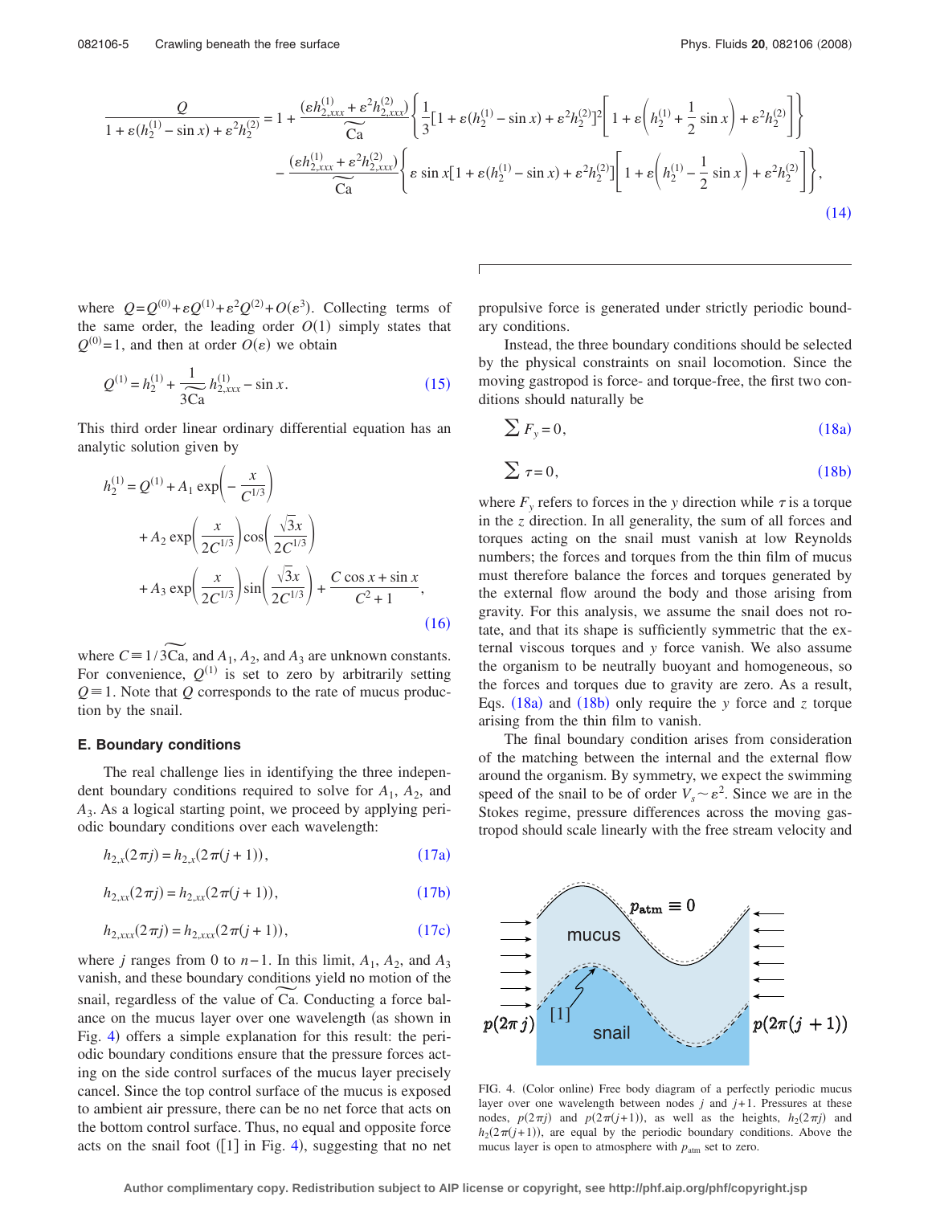$$\frac{Q}{1+\varepsilon(h_2^{(1)}-\sin x)+\varepsilon^2 h_2^{(2)}} = 1 + \frac{(\varepsilon h_{2,xxx}^{(1)}+\varepsilon^2 h_{2,xxx}^{(2)})}{\widetilde{\mathrm{Ca}}}\left\{\frac{1}{3}[1+\varepsilon(h_2^{(1)}-\sin x)+\varepsilon^2 h_2^{(2)}]^2\left[1+\varepsilon\left(h_2^{(1)}+\frac{1}{2}\sin x\right)+\varepsilon^2 h_2^{(2)}\right]\right\}$$
$$-\frac{(\varepsilon h_{2,xxx}^{(1)}+\varepsilon^2 h_{2,xxx}^{(2)})}{\widetilde{\mathrm{Ca}}}\left\{\varepsilon \sin x[1+\varepsilon(h_2^{(1)}-\sin x)+\varepsilon^2 h_2^{(2)}]\left[1+\varepsilon\left(h_2^{(1)}-\frac{1}{2}\sin x\right)+\varepsilon^2 h_2^{(2)}\right]\right\}, \tag{14}$$

where $Q=Q^{(0)}+\varepsilon Q^{(1)}+\varepsilon^2 Q^{(2)}+O(\varepsilon^3)$. Collecting terms of the same order, the leading order $O(1)$ simply states that $Q^{(0)}=1$, and then at order $O(\varepsilon)$ we obtain

$$Q^{(1)} = h_2^{(1)} + \frac{1}{3\widetilde{\mathrm{Ca}}} h_{2,xxx}^{(1)} - \sin x. \tag{15}$$

This third order linear ordinary differential equation has an analytic solution given by

$$h_2^{(1)} = Q^{(1)} + A_1 \exp\left(-\frac{x}{C^{1/3}}\right) + A_2 \exp\left(\frac{x}{2C^{1/3}}\right)\cos\left(\frac{\sqrt{3}x}{2C^{1/3}}\right) + A_3 \exp\left(\frac{x}{2C^{1/3}}\right)\sin\left(\frac{\sqrt{3}x}{2C^{1/3}}\right) + \frac{C\cos x + \sin x}{C^2+1}, \tag{16}$$

where $C \equiv 1/3\widetilde{\mathrm{Ca}}$, and $A_1$, $A_2$, and $A_3$ are unknown constants. For convenience, $Q^{(1)}$ is set to zero by arbitrarily setting $Q\equiv 1$. Note that $Q$ corresponds to the rate of mucus production by the snail.

### E. Boundary conditions

The real challenge lies in identifying the three independent boundary conditions required to solve for $A_1$, $A_2$, and $A_3$. As a logical starting point, we proceed by applying periodic boundary conditions over each wavelength:

$$h_{2,x}(2\pi j) = h_{2,x}(2\pi(j+1)), \tag{17a}$$

$$h_{2,xx}(2\pi j) = h_{2,xx}(2\pi(j+1)), \tag{17b}$$

$$h_{2,xxx}(2\pi j) = h_{2,xxx}(2\pi(j+1)), \tag{17c}$$

where $j$ ranges from 0 to $n-1$. In this limit, $A_1$, $A_2$, and $A_3$ vanish, and these boundary conditions yield no motion of the snail, regardless of the value of $\widetilde{\mathrm{Ca}}$. Conducting a force balance on the mucus layer over one wavelength (as shown in Fig. 4) offers a simple explanation for this result: the periodic boundary conditions ensure that the pressure forces acting on the side control surfaces of the mucus layer precisely cancel. Since the top control surface of the mucus is exposed to ambient air pressure, there can be no net force that acts on the bottom control surface. Thus, no equal and opposite force acts on the snail foot ([1] in Fig. 4), suggesting that no net propulsive force is generated under strictly periodic boundary conditions.

Instead, the three boundary conditions should be selected by the physical constraints on snail locomotion. Since the moving gastropod is force- and torque-free, the first two conditions should naturally be

$$\sum F_y = 0, \tag{18a}$$

$$\sum \tau = 0, \tag{18b}$$

where $F_y$ refers to forces in the $y$ direction while $\tau$ is a torque in the $z$ direction. In all generality, the sum of all forces and torques acting on the snail must vanish at low Reynolds numbers; the forces and torques from the thin film of mucus must therefore balance the forces and torques generated by the external flow around the body and those arising from gravity. For this analysis, we assume the snail does not rotate, and that its shape is sufficiently symmetric that the external viscous torques and $y$ force vanish. We also assume the organism to be neutrally buoyant and homogeneous, so the forces and torques due to gravity are zero. As a result, Eqs. (18a) and (18b) only require the $y$ force and $z$ torque arising from the thin film to vanish.

The final boundary condition arises from consideration of the matching between the internal and the external flow around the organism. By symmetry, we expect the swimming speed of the snail to be of order $V_s \sim \varepsilon^2$. Since we are in the Stokes regime, pressure differences across the moving gastropod should scale linearly with the free stream velocity and

FIG. 4. (Color online) Free body diagram of a perfectly periodic mucus layer over one wavelength between nodes $j$ and $j+1$. Pressures at these nodes, $p(2\pi j)$ and $p(2\pi(j+1))$, as well as the heights, $h_2(2\pi j)$ and $h_2(2\pi(j+1))$, are equal by the periodic boundary conditions. Above the mucus layer is open to atmosphere with $p_{\mathrm{atm}}$ set to zero.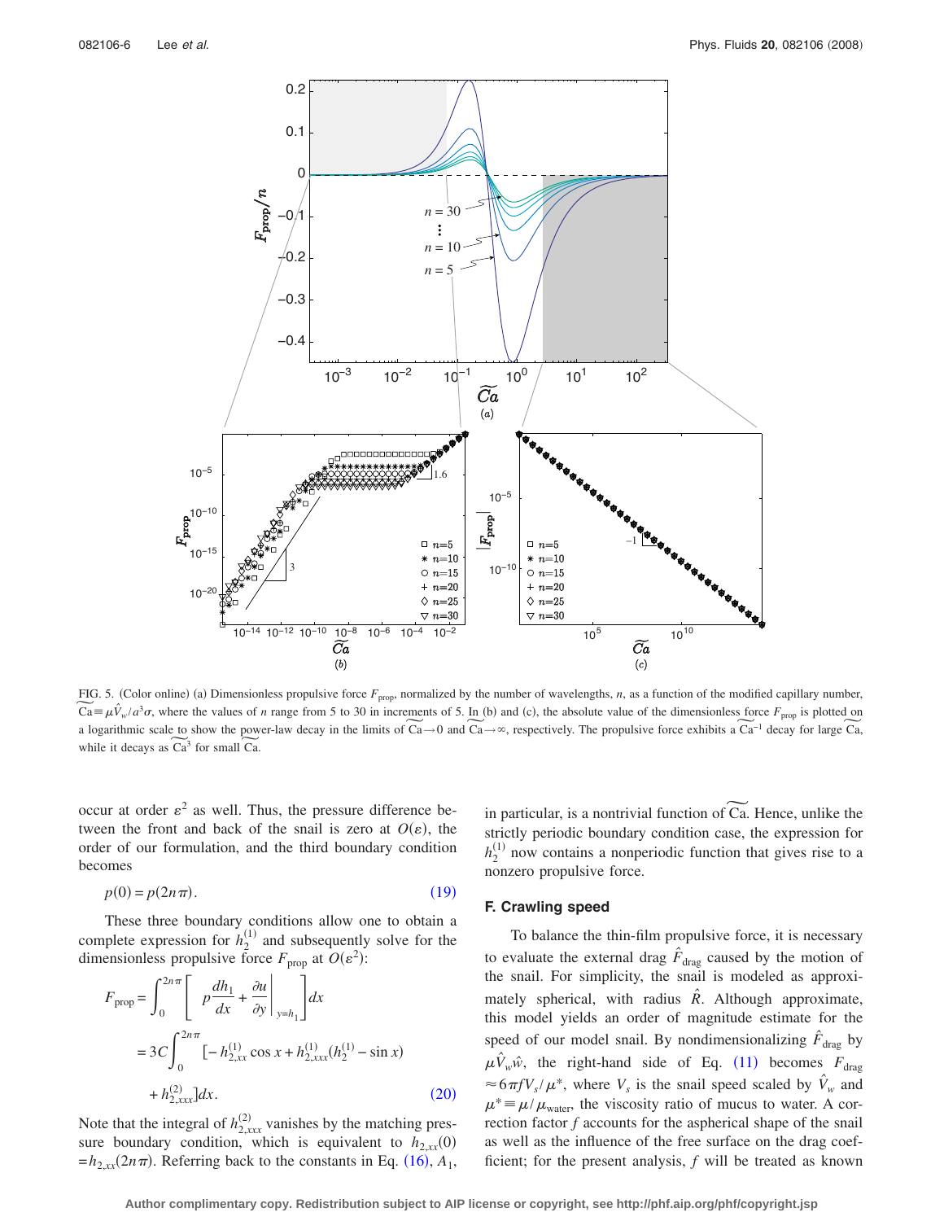FIG. 5. (Color online) (a) Dimensionless propulsive force $F_{\text{prop}}$, normalized by the number of wavelengths, $n$, as a function of the modified capillary number, $\widetilde{\text{Ca}} \equiv \mu \hat{V}_w / a^3 \sigma$, where the values of $n$ range from 5 to 30 in increments of 5. In (b) and (c), the absolute value of the dimensionless force $F_{\text{prop}}$ is plotted on a logarithmic scale to show the power-law decay in the limits of $\widetilde{\text{Ca}} \to 0$ and $\widetilde{\text{Ca}} \to \infty$, respectively. The propulsive force exhibits a $\widetilde{\text{Ca}}^{-1}$ decay for large $\widetilde{\text{Ca}}$, while it decays as $\widetilde{\text{Ca}}^3$ for small $\widetilde{\text{Ca}}$.

occur at order $\varepsilon^2$ as well. Thus, the pressure difference between the front and back of the snail is zero at $O(\varepsilon)$, the order of our formulation, and the third boundary condition becomes

$$p(0) = p(2n\pi). \tag{19}$$

These three boundary conditions allow one to obtain a complete expression for $h_2^{(1)}$ and subsequently solve for the dimensionless propulsive force $F_{\text{prop}}$ at $O(\varepsilon^2)$:

$$\begin{aligned} F_{\text{prop}} &= \int_0^{2n\pi} \left[ p\frac{dh_1}{dx} + \left.\frac{\partial u}{\partial y}\right|_{y=h_1} \right] dx \\ &= 3C\int_0^{2n\pi} [-h_{2,xx}^{(1)} \cos x + h_{2,xxx}^{(1)}(h_2^{(1)} - \sin x) \\ &\quad + h_{2,xxx}^{(2)}] dx. \end{aligned} \tag{20}$$

Note that the integral of $h_{2,xxx}^{(2)}$ vanishes by the matching pressure boundary condition, which is equivalent to $h_{2,xx}(0) = h_{2,xx}(2n\pi)$. Referring back to the constants in Eq. (16), $A_1$, in particular, is a nontrivial function of $\widetilde{\text{Ca}}$. Hence, unlike the strictly periodic boundary condition case, the expression for $h_2^{(1)}$ now contains a nonperiodic function that gives rise to a nonzero propulsive force.

### F. Crawling speed

To balance the thin-film propulsive force, it is necessary to evaluate the external drag $\hat{F}_{\text{drag}}$ caused by the motion of the snail. For simplicity, the snail is modeled as approximately spherical, with radius $\hat{R}$. Although approximate, this model yields an order of magnitude estimate for the speed of our model snail. By nondimensionalizing $\hat{F}_{\text{drag}}$ by $\mu \hat{V}_w \hat{w}$, the right-hand side of Eq. (11) becomes $F_{\text{drag}} \approx 6\pi f V_s / \mu^*$, where $V_s$ is the snail speed scaled by $\hat{V}_w$ and $\mu^* \equiv \mu / \mu_{\text{water}}$, the viscosity ratio of mucus to water. A correction factor $f$ accounts for the aspherical shape of the snail as well as the influence of the free surface on the drag coefficient; for the present analysis, $f$ will be treated as known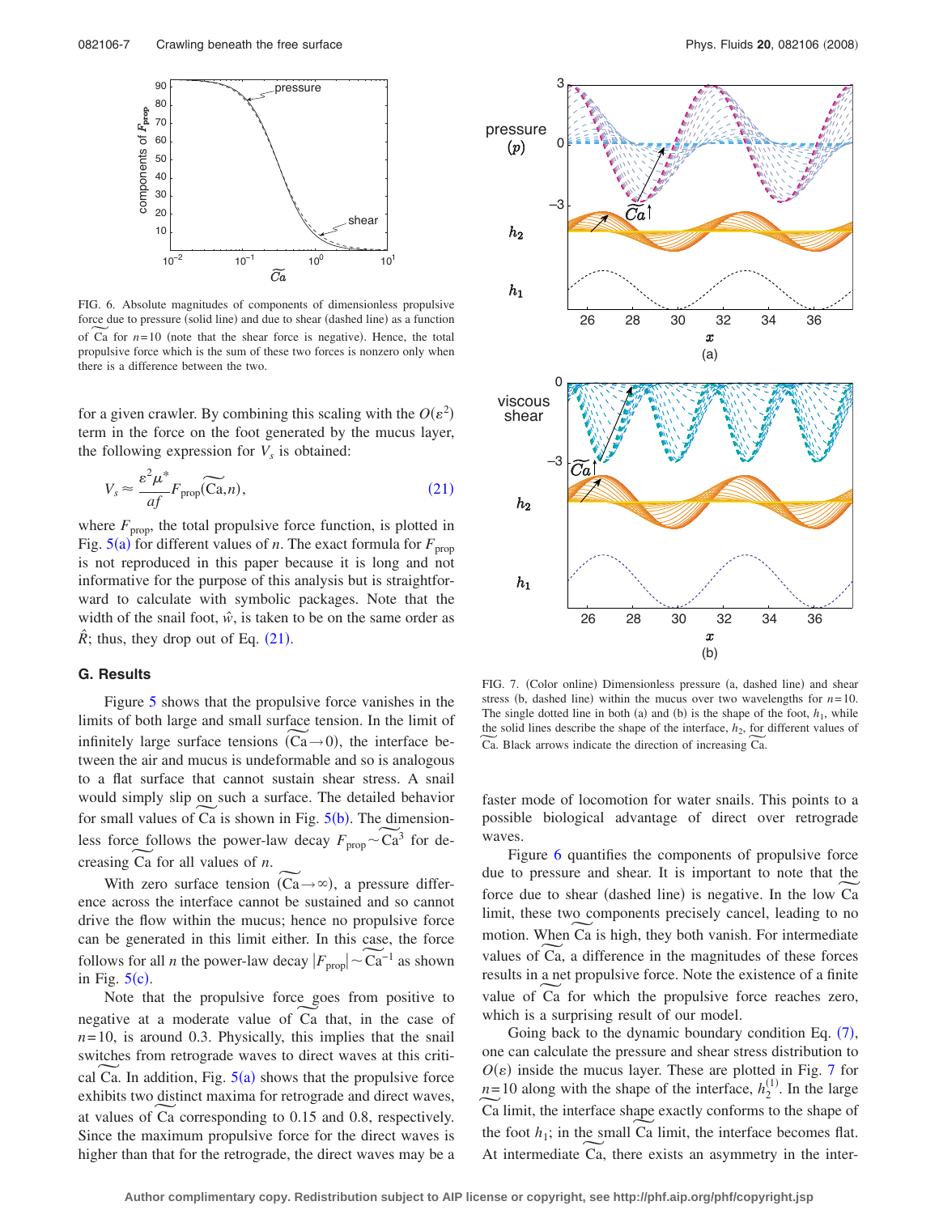FIG. 6. Absolute magnitudes of components of dimensionless propulsive force due to pressure (solid line) and due to shear (dashed line) as a function of $\widetilde{\mathrm{Ca}}$ for $n=10$ (note that the shear force is negative). Hence, the total propulsive force which is the sum of these two forces is nonzero only when there is a difference between the two.

for a given crawler. By combining this scaling with the $O(\varepsilon^2)$ term in the force on the foot generated by the mucus layer, the following expression for $V_s$ is obtained:

$$V_s \approx \frac{\varepsilon^2 \mu^*}{af} F_{\mathrm{prop}}(\widetilde{\mathrm{Ca}}, n), \tag{21}$$

where $F_{\mathrm{prop}}$, the total propulsive force function, is plotted in Fig. 5(a) for different values of $n$. The exact formula for $F_{\mathrm{prop}}$ is not reproduced in this paper because it is long and not informative for the purpose of this analysis but is straightforward to calculate with symbolic packages. Note that the width of the snail foot, $\hat{w}$, is taken to be on the same order as $\hat{R}$; thus, they drop out of Eq. (21).

### G. Results

Figure 5 shows that the propulsive force vanishes in the limits of both large and small surface tension. In the limit of infinitely large surface tensions $(\widetilde{\mathrm{Ca}} \to 0)$, the interface between the air and mucus is undeformable and so is analogous to a flat surface that cannot sustain shear stress. A snail would simply slip on such a surface. The detailed behavior for small values of $\widetilde{\mathrm{Ca}}$ is shown in Fig. 5(b). The dimensionless force follows the power-law decay $F_{\mathrm{prop}} \sim \widetilde{\mathrm{Ca}}^3$ for decreasing $\widetilde{\mathrm{Ca}}$ for all values of $n$.

With zero surface tension $(\widetilde{\mathrm{Ca}} \to \infty)$, a pressure difference across the interface cannot be sustained and so cannot drive the flow within the mucus; hence no propulsive force can be generated in this limit either. In this case, the force follows for all $n$ the power-law decay $|F_{\mathrm{prop}}| \sim \widetilde{\mathrm{Ca}}^{-1}$ as shown in Fig. 5(c).

Note that the propulsive force goes from positive to negative at a moderate value of $\widetilde{\mathrm{Ca}}$ that, in the case of $n=10$, is around 0.3. Physically, this implies that the snail switches from retrograde waves to direct waves at this critical $\widetilde{\mathrm{Ca}}$. In addition, Fig. 5(a) shows that the propulsive force exhibits two distinct maxima for retrograde and direct waves, at values of $\widetilde{\mathrm{Ca}}$ corresponding to 0.15 and 0.8, respectively. Since the maximum propulsive force for the direct waves is higher than that for the retrograde, the direct waves may be a faster mode of locomotion for water snails. This points to a possible biological advantage of direct over retrograde waves.

FIG. 7. (Color online) Dimensionless pressure (a, dashed line) and shear stress (b, dashed line) within the mucus over two wavelengths for $n=10$. The single dotted line in both (a) and (b) is the shape of the foot, $h_1$, while the solid lines describe the shape of the interface, $h_2$, for different values of $\widetilde{\mathrm{Ca}}$. Black arrows indicate the direction of increasing $\widetilde{\mathrm{Ca}}$.

Figure 6 quantifies the components of propulsive force due to pressure and shear. It is important to note that the force due to shear (dashed line) is negative. In the low $\widetilde{\mathrm{Ca}}$ limit, these two components precisely cancel, leading to no motion. When $\widetilde{\mathrm{Ca}}$ is high, they both vanish. For intermediate values of $\widetilde{\mathrm{Ca}}$, a difference in the magnitudes of these forces results in a net propulsive force. Note the existence of a finite value of $\widetilde{\mathrm{Ca}}$ for which the propulsive force reaches zero, which is a surprising result of our model.

Going back to the dynamic boundary condition Eq. (7), one can calculate the pressure and shear stress distribution to $O(\varepsilon)$ inside the mucus layer. These are plotted in Fig. 7 for $n=10$ along with the shape of the interface, $h_2^{(1)}$. In the large $\widetilde{\mathrm{Ca}}$ limit, the interface shape exactly conforms to the shape of the foot $h_1$; in the small $\widetilde{\mathrm{Ca}}$ limit, the interface becomes flat. At intermediate $\widetilde{\mathrm{Ca}}$, there exists an asymmetry in the inter-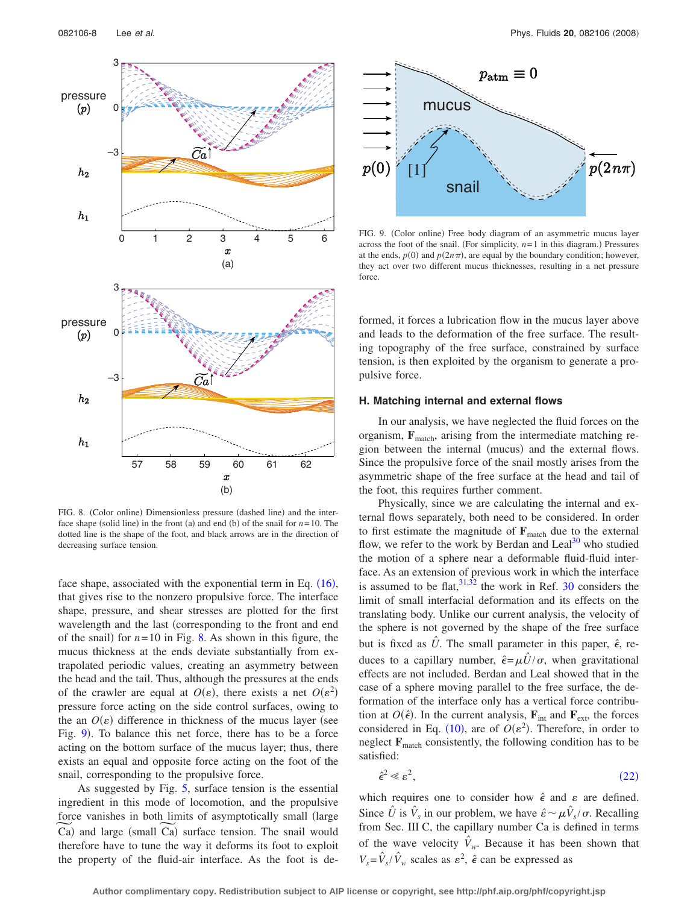FIG. 8. (Color online) Dimensionless pressure (dashed line) and the interface shape (solid line) in the front (a) and end (b) of the snail for $n=10$. The dotted line is the shape of the foot, and black arrows are in the direction of decreasing surface tension.

face shape, associated with the exponential term in Eq. (16), that gives rise to the nonzero propulsive force. The interface shape, pressure, and shear stresses are plotted for the first wavelength and the last (corresponding to the front and end of the snail) for $n=10$ in Fig. 8. As shown in this figure, the mucus thickness at the ends deviate substantially from extrapolated periodic values, creating an asymmetry between the head and the tail. Thus, although the pressures at the ends of the crawler are equal at $O(\varepsilon)$, there exists a net $O(\varepsilon^2)$ pressure force acting on the side control surfaces, owing to the an $O(\varepsilon)$ difference in thickness of the mucus layer (see Fig. 9). To balance this net force, there has to be a force acting on the bottom surface of the mucus layer; thus, there exists an equal and opposite force acting on the foot of the snail, corresponding to the propulsive force.

As suggested by Fig. 5, surface tension is the essential ingredient in this mode of locomotion, and the propulsive force vanishes in both limits of asymptotically small (large $\widetilde{\mathrm{Ca}}$) and large (small $\widetilde{\mathrm{Ca}}$) surface tension. The snail would therefore have to tune the way it deforms its foot to exploit the property of the fluid-air interface. As the foot is deformed, it forces a lubrication flow in the mucus layer above and leads to the deformation of the free surface. The resulting topography of the free surface, constrained by surface tension, is then exploited by the organism to generate a propulsive force.

FIG. 9. (Color online) Free body diagram of an asymmetric mucus layer across the foot of the snail. (For simplicity, $n=1$ in this diagram.) Pressures at the ends, $p(0)$ and $p(2n\pi)$, are equal by the boundary condition; however, they act over two different mucus thicknesses, resulting in a net pressure force.

### H. Matching internal and external flows

In our analysis, we have neglected the fluid forces on the organism, $\mathbf{F}_{\mathrm{match}}$, arising from the intermediate matching region between the internal (mucus) and the external flows. Since the propulsive force of the snail mostly arises from the asymmetric shape of the free surface at the head and tail of the foot, this requires further comment.

Physically, since we are calculating the internal and external flows separately, both need to be considered. In order to first estimate the magnitude of $\mathbf{F}_{\mathrm{match}}$ due to the external flow, we refer to the work by Berdan and Leal[30] who studied the motion of a sphere near a deformable fluid-fluid interface. As an extension of previous work in which the interface is assumed to be flat,[31,32] the work in Ref. 30 considers the limit of small interfacial deformation and its effects on the translating body. Unlike our current analysis, the velocity of the sphere is not governed by the shape of the free surface but is fixed as $\hat{U}$. The small parameter in this paper, $\hat{\epsilon}$, reduces to a capillary number, $\hat{\epsilon}=\mu\hat{U}/\sigma$, when gravitational effects are not included. Berdan and Leal showed that in the case of a sphere moving parallel to the free surface, the deformation of the interface only has a vertical force contribution at $O(\hat{\epsilon})$. In the current analysis, $\mathbf{F}_{\mathrm{int}}$ and $\mathbf{F}_{\mathrm{ext}}$, the forces considered in Eq. (10), are of $O(\varepsilon^2)$. Therefore, in order to neglect $\mathbf{F}_{\mathrm{match}}$ consistently, the following condition has to be satisfied:

$$\hat{\epsilon}^2 \ll \varepsilon^2, \tag{22}$$

which requires one to consider how $\hat{\epsilon}$ and $\varepsilon$ are defined. Since $\hat{U}$ is $\hat{V}_s$ in our problem, we have $\hat{\varepsilon}\sim\mu\hat{V}_s/\sigma$. Recalling from Sec. III C, the capillary number Ca is defined in terms of the wave velocity $\hat{V}_w$. Because it has been shown that $V_s=\hat{V}_s/\hat{V}_w$ scales as $\varepsilon^2$, $\hat{\epsilon}$ can be expressed as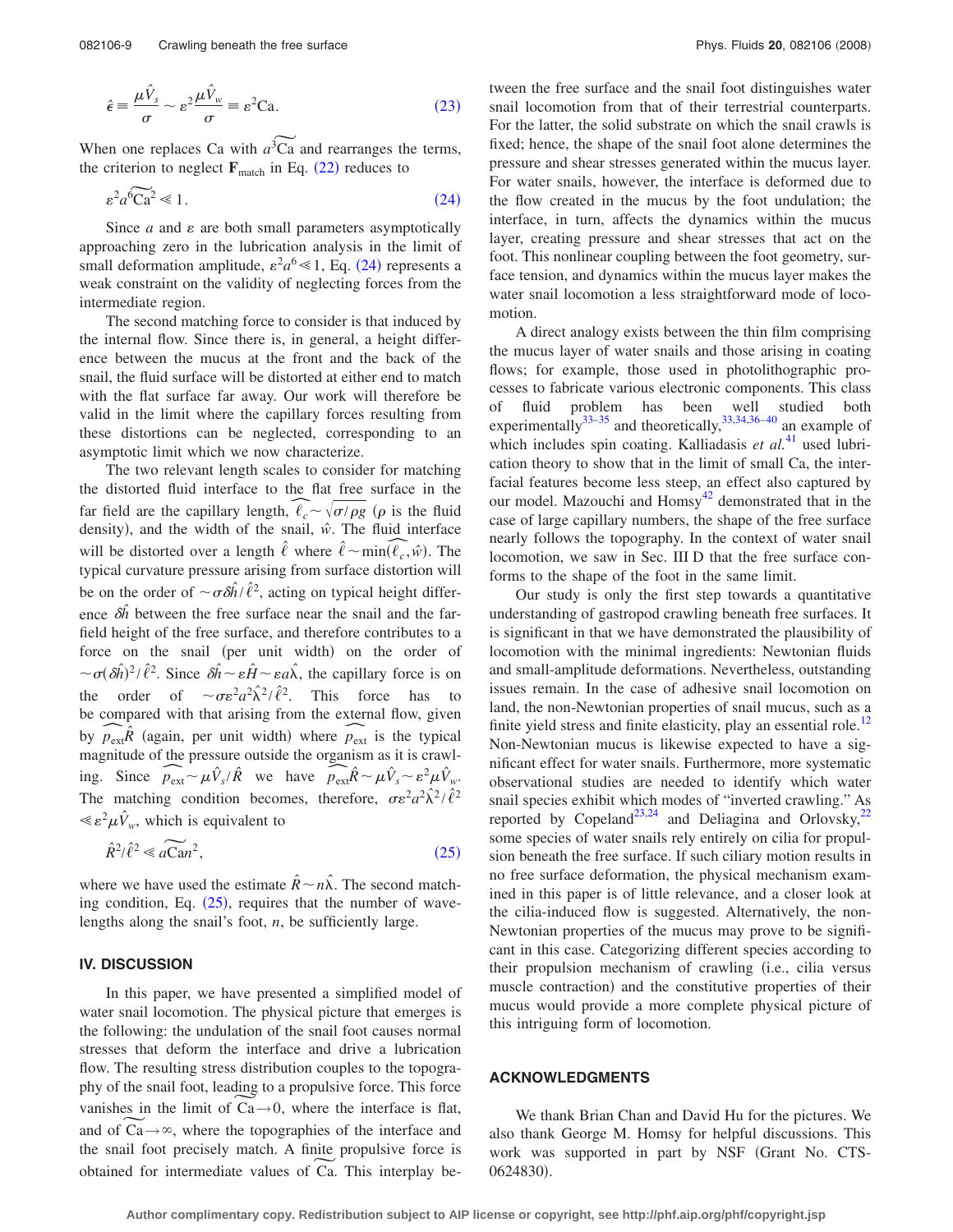$$\hat{\epsilon} \equiv \frac{\mu \hat{V}_s}{\sigma} \sim \varepsilon^2 \frac{\mu \hat{V}_w}{\sigma} \equiv \varepsilon^2 \text{Ca}. \tag{23}$$

When one replaces Ca with $a^3\widetilde{\text{Ca}}$ and rearranges the terms, the criterion to neglect $\mathbf{F}_{\text{match}}$ in Eq. (22) reduces to

$$\varepsilon^2 a^6 \widetilde{\text{Ca}}^2 \ll 1. \tag{24}$$

Since $a$ and $\varepsilon$ are both small parameters asymptotically approaching zero in the lubrication analysis in the limit of small deformation amplitude, $\varepsilon^2 a^6 \ll 1$, Eq. (24) represents a weak constraint on the validity of neglecting forces from the intermediate region.

The second matching force to consider is that induced by the internal flow. Since there is, in general, a height difference between the mucus at the front and the back of the snail, the fluid surface will be distorted at either end to match with the flat surface far away. Our work will therefore be valid in the limit where the capillary forces resulting from these distortions can be neglected, corresponding to an asymptotic limit which we now characterize.

The two relevant length scales to consider for matching the distorted fluid interface to the flat free surface in the far field are the capillary length, $\widehat{\ell_c} \sim \sqrt{\sigma/\rho g}$ ($\rho$ is the fluid density), and the width of the snail, $\hat{w}$. The fluid interface will be distorted over a length $\hat{\ell}$ where $\hat{\ell} \sim \min(\widehat{\ell_c}, \hat{w})$. The typical curvature pressure arising from surface distortion will be on the order of $\sim \sigma \delta \hat{h}/\hat{\ell}^2$, acting on typical height difference $\delta \hat{h}$ between the free surface near the snail and the far-field height of the free surface, and therefore contributes to a force on the snail (per unit width) on the order of $\sim \sigma (\delta \hat{h})^2/\hat{\ell}^2$. Since $\delta \hat{h} \sim \varepsilon \hat{H} \sim \varepsilon a \hat{\lambda}$, the capillary force is on the order of $\sim \sigma \varepsilon^2 a^2 \hat{\lambda}^2/\hat{\ell}^2$. This force has to be compared with that arising from the external flow, given by $\widehat{p_{\text{ext}}}\hat{R}$ (again, per unit width) where $\widehat{p_{\text{ext}}}$ is the typical magnitude of the pressure outside the organism as it is crawling. Since $\widehat{p_{\text{ext}}} \sim \mu \hat{V}_s/\hat{R}$ we have $\widehat{p_{\text{ext}}}\hat{R} \sim \mu \hat{V}_s \sim \varepsilon^2 \mu \hat{V}_w$. The matching condition becomes, therefore, $\sigma \varepsilon^2 a^2 \hat{\lambda}^2/\hat{\ell}^2 \ll \varepsilon^2 \mu \hat{V}_w$, which is equivalent to

$$\hat{R}^2/\hat{\ell}^2 \ll a\widetilde{\text{Ca}}n^2, \tag{25}$$

where we have used the estimate $\hat{R} \sim n\hat{\lambda}$. The second matching condition, Eq. (25), requires that the number of wavelengths along the snail's foot, $n$, be sufficiently large.

## IV. DISCUSSION

In this paper, we have presented a simplified model of water snail locomotion. The physical picture that emerges is the following: the undulation of the snail foot causes normal stresses that deform the interface and drive a lubrication flow. The resulting stress distribution couples to the topography of the snail foot, leading to a propulsive force. This force vanishes in the limit of $\widetilde{\text{Ca}} \to 0$, where the interface is flat, and of $\widetilde{\text{Ca}} \to \infty$, where the topographies of the interface and the snail foot precisely match. A finite propulsive force is obtained for intermediate values of $\widetilde{\text{Ca}}$. This interplay between the free surface and the snail foot distinguishes water snail locomotion from that of their terrestrial counterparts. For the latter, the solid substrate on which the snail crawls is fixed; hence, the shape of the snail foot alone determines the pressure and shear stresses generated within the mucus layer. For water snails, however, the interface is deformed due to the flow created in the mucus by the foot undulation; the interface, in turn, affects the dynamics within the mucus layer, creating pressure and shear stresses that act on the foot. This nonlinear coupling between the foot geometry, surface tension, and dynamics within the mucus layer makes the water snail locomotion a less straightforward mode of locomotion.

A direct analogy exists between the thin film comprising the mucus layer of water snails and those arising in coating flows; for example, those used in photolithographic processes to fabricate various electronic components. This class of fluid problem has been well studied both experimentally[33–35] and theoretically,[33,34,36–40] an example of which includes spin coating. Kalliadasis *et al.*[41] used lubrication theory to show that in the limit of small Ca, the interfacial features become less steep, an effect also captured by our model. Mazouchi and Homsy[42] demonstrated that in the case of large capillary numbers, the shape of the free surface nearly follows the topography. In the context of water snail locomotion, we saw in Sec. III D that the free surface conforms to the shape of the foot in the same limit.

Our study is only the first step towards a quantitative understanding of gastropod crawling beneath free surfaces. It is significant in that we have demonstrated the plausibility of locomotion with the minimal ingredients: Newtonian fluids and small-amplitude deformations. Nevertheless, outstanding issues remain. In the case of adhesive snail locomotion on land, the non-Newtonian properties of snail mucus, such as a finite yield stress and finite elasticity, play an essential role.[12] Non-Newtonian mucus is likewise expected to have a significant effect for water snails. Furthermore, more systematic observational studies are needed to identify which water snail species exhibit which modes of "inverted crawling." As reported by Copeland[23,24] and Deliagina and Orlovsky,[22] some species of water snails rely entirely on cilia for propulsion beneath the free surface. If such ciliary motion results in no free surface deformation, the physical mechanism examined in this paper is of little relevance, and a closer look at the cilia-induced flow is suggested. Alternatively, the non-Newtonian properties of the mucus may prove to be significant in this case. Categorizing different species according to their propulsion mechanism of crawling (i.e., cilia versus muscle contraction) and the constitutive properties of their mucus would provide a more complete physical picture of this intriguing form of locomotion.

## ACKNOWLEDGMENTS

We thank Brian Chan and David Hu for the pictures. We also thank George M. Homsy for helpful discussions. This work was supported in part by NSF (Grant No. CTS-0624830).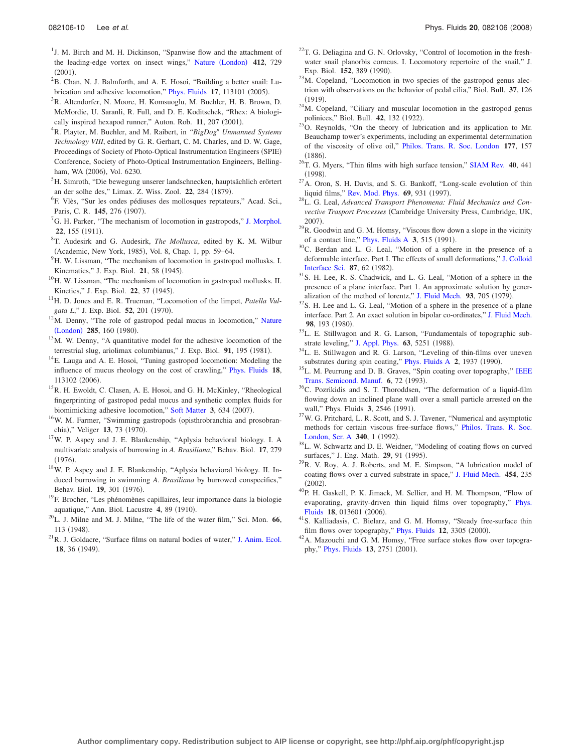[1] J. M. Birch and M. H. Dickinson, "Spanwise flow and the attachment of the leading-edge vortex on insect wings," Nature (London) **412**, 729 (2001).

[2] B. Chan, N. J. Balmforth, and A. E. Hosoi, "Building a better snail: Lubrication and adhesive locomotion," Phys. Fluids **17**, 113101 (2005).

[3] R. Altendorfer, N. Moore, H. Komsuoglu, M. Buehler, H. B. Brown, D. McMordie, U. Saranli, R. Full, and D. E. Koditschek, "Rhex: A biologically inspired hexapod runner," Auton. Rob. **11**, 207 (2001).

[4] R. Playter, M. Buehler, and M. Raibert, in *"BigDog" Unmanned Systems Technology VIII*, edited by G. R. Gerhart, C. M. Charles, and D. W. Gage, Proceedings of Society of Photo-Optical Instrumentation Engineers (SPIE) Conference, Society of Photo-Optical Instrumentation Engineers, Bellingham, WA (2006), Vol. 6230.

[5] H. Simroth, "Die bewegung unserer landschnecken, hauptsächlich erörtert an der solhe des," Limax. Z. Wiss. Zool. **22**, 284 (1879).

[6] F. Vlès, "Sur les ondes pédiuses des mollosques reptateurs," Acad. Sci., Paris, C. R. **145**, 276 (1907).

[7] G. H. Parker, "The mechanism of locomotion in gastropods," J. Morphol. **22**, 155 (1911).

[8] T. Audesirk and G. Audesirk, *The Mollusca*, edited by K. M. Wilbur (Academic, New York, 1985), Vol. 8, Chap. 1, pp. 59–64.

[9] H. W. Lissman, "The mechanism of locomotion in gastropod mollusks. I. Kinematics," J. Exp. Biol. **21**, 58 (1945).

[10] H. W. Lissman, "The mechanism of locomotion in gastropod mollusks. II. Kinetics," J. Exp. Biol. **22**, 37 (1945).

[11] H. D. Jones and E. R. Trueman, "Locomotion of the limpet, *Patella Vulgata L*," J. Exp. Biol. **52**, 201 (1970).

[12] M. Denny, "The role of gastropod pedal mucus in locomotion," Nature (London) **285**, 160 (1980).

[13] M. W. Denny, "A quantitative model for the adhesive locomotion of the terrestrial slug, ariolimax columbianus," J. Exp. Biol. **91**, 195 (1981).

[14] E. Lauga and A. E. Hosoi, "Tuning gastropod locomotion: Modeling the influence of mucus rheology on the cost of crawling," Phys. Fluids **18**, 113102 (2006).

[15] R. H. Ewoldt, C. Clasen, A. E. Hosoi, and G. H. McKinley, "Rheological fingerprinting of gastropod pedal mucus and synthetic complex fluids for biomimicking adhesive locomotion," Soft Matter **3**, 634 (2007).

[16] W. M. Farmer, "Swimming gastropods (opisthrobranchia and prosobranchia)," Veliger **13**, 73 (1970).

[17] W. P. Aspey and J. E. Blankenship, "Aplysia behavioral biology. I. A multivariate analysis of burrowing in *A. Brasiliana*," Behav. Biol. **17**, 279 (1976).

[18] W. P. Aspey and J. E. Blankenship, "Aplysia behavioral biology. II. Induced burrowing in swimming *A. Brasiliana* by burrowed conspecifics," Behav. Biol. **19**, 301 (1976).

[19] F. Brocher, "Les phénomènes capillaires, leur importance dans la biologie aquatique," Ann. Biol. Lacustre **4**, 89 (1910).

[20] L. J. Milne and M. J. Milne, "The life of the water film," Sci. Mon. **66**, 113 (1948).

[21] R. J. Goldacre, "Surface films on natural bodies of water," J. Anim. Ecol. **18**, 36 (1949).

[22] T. G. Deliagina and G. N. Orlovsky, "Control of locomotion in the freshwater snail planorbis corneus. I. Locomotory repertoire of the snail," J. Exp. Biol. **152**, 389 (1990).

[23] M. Copeland, "Locomotion in two species of the gastropod genus alectrion with observations on the behavior of pedal cilia," Biol. Bull. **37**, 126 (1919).

[24] M. Copeland, "Ciliary and muscular locomotion in the gastropod genus polinices," Biol. Bull. **42**, 132 (1922).

[25] O. Reynolds, "On the theory of lubrication and its application to Mr. Beauchamp tower's experiments, including an experimental determination of the viscosity of olive oil," Philos. Trans. R. Soc. London **177**, 157 (1886).

[26] T. G. Myers, "Thin films with high surface tension," SIAM Rev. **40**, 441 (1998).

[27] A. Oron, S. H. Davis, and S. G. Bankoff, "Long-scale evolution of thin liquid films," Rev. Mod. Phys. **69**, 931 (1997).

[28] L. G. Leal, *Advanced Transport Phenomena: Fluid Mechanics and Convective Trasport Processes* (Cambridge University Press, Cambridge, UK, 2007).

[29] R. Goodwin and G. M. Homsy, "Viscous flow down a slope in the vicinity of a contact line," Phys. Fluids A **3**, 515 (1991).

[30] C. Berdan and L. G. Leal, "Motion of a sphere in the presence of a deformable interface. Part I. The effects of small deformations," J. Colloid Interface Sci. **87**, 62 (1982).

[31] S. H. Lee, R. S. Chadwick, and L. G. Leal, "Motion of a sphere in the presence of a plane interface. Part 1. An approximate solution by generalization of the method of lorentz," J. Fluid Mech. **93**, 705 (1979).

[32] S. H. Lee and L. G. Leal, "Motion of a sphere in the presence of a plane interface. Part 2. An exact solution in bipolar co-ordinates," J. Fluid Mech. **98**, 193 (1980).

[33] L. E. Stillwagon and R. G. Larson, "Fundamentals of topographic substrate leveling," J. Appl. Phys. **63**, 5251 (1988).

[34] L. E. Stillwagon and R. G. Larson, "Leveling of thin-films over uneven substrates during spin coating," Phys. Fluids A **2**, 1937 (1990).

[35] L. M. Peurrung and D. B. Graves, "Spin coating over topography," IEEE Trans. Semicond. Manuf. **6**, 72 (1993).

[36] C. Pozrikidis and S. T. Thoroddsen, "The deformation of a liquid-film flowing down an inclined plane wall over a small particle arrested on the wall," Phys. Fluids **3**, 2546 (1991).

[37] W. G. Pritchard, L. R. Scott, and S. J. Tavener, "Numerical and asymptotic methods for certain viscous free-surface flows," Philos. Trans. R. Soc. London, Ser. A **340**, 1 (1992).

[38] L. W. Schwartz and D. E. Weidner, "Modeling of coating flows on curved surfaces," J. Eng. Math. **29**, 91 (1995).

[39] R. V. Roy, A. J. Roberts, and M. E. Simpson, "A lubrication model of coating flows over a curved substrate in space," J. Fluid Mech. **454**, 235 (2002).

[40] P. H. Gaskell, P. K. Jimack, M. Sellier, and H. M. Thompson, "Flow of evaporating, gravity-driven thin liquid films over topography," Phys. Fluids **18**, 013601 (2006).

[41] S. Kalliadasis, C. Bielarz, and G. M. Homsy, "Steady free-surface thin film flows over topography," Phys. Fluids **12**, 3305 (2000).

[42] A. Mazouchi and G. M. Homsy, "Free surface stokes flow over topography," Phys. Fluids **13**, 2751 (2001).